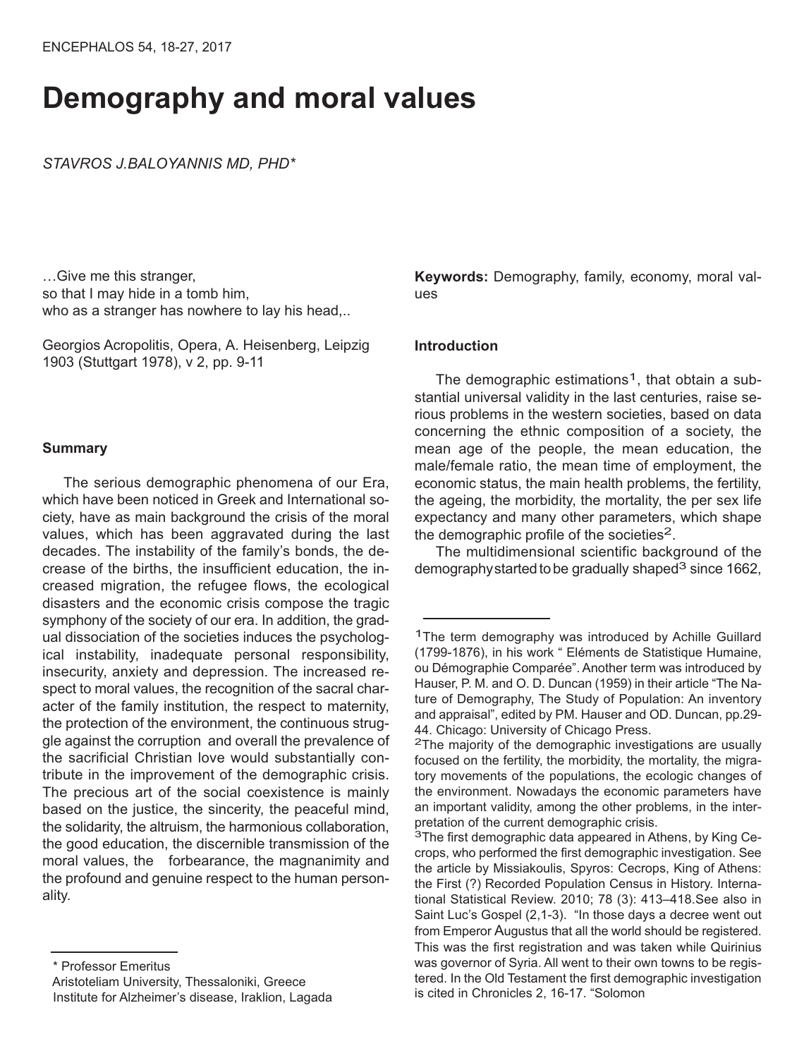# Demography and moral values

*STAVROS J.BALOYANNIS MD, PHD**

…Give me this stranger,
so that I may hide in a tomb him,
who as a stranger has nowhere to lay his head,..

Georgios Acropolitis, Opera, A. Heisenberg, Leipzig 1903 (Stuttgart 1978), v 2, pp. 9-11

#### Summary

The serious demographic phenomena of our Era, which have been noticed in Greek and International society, have as main background the crisis of the moral values, which has been aggravated during the last decades. The instability of the family's bonds, the decrease of the births, the insufficient education, the increased migration, the refugee flows, the ecological disasters and the economic crisis compose the tragic symphony of the society of our era. In addition, the gradual dissociation of the societies induces the psychological instability, inadequate personal responsibility, insecurity, anxiety and depression. The increased respect to moral values, the recognition of the sacral character of the family institution, the respect to maternity, the protection of the environment, the continuous struggle against the corruption and overall the prevalence of the sacrificial Christian love would substantially contribute in the improvement of the demographic crisis. The precious art of the social coexistence is mainly based on the justice, the sincerity, the peaceful mind, the solidarity, the altruism, the harmonious collaboration, the good education, the discernible transmission of the moral values, the forbearance, the magnanimity and the profound and genuine respect to the human personality.

\* Professor Emeritus
Aristoteliam University, Thessaloniki, Greece
Institute for Alzheimer's disease, Iraklion, Lagada

**Keywords:** Demography, family, economy, moral values

#### Introduction

The demographic estimations[1], that obtain a substantial universal validity in the last centuries, raise serious problems in the western societies, based on data concerning the ethnic composition of a society, the mean age of the people, the mean education, the male/female ratio, the mean time of employment, the economic status, the main health problems, the fertility, the ageing, the morbidity, the mortality, the per sex life expectancy and many other parameters, which shape the demographic profile of the societies[2].

The multidimensional scientific background of the demography started to be gradually shaped[3] since 1662,

[1] The term demography was introduced by Achille Guillard (1799-1876), in his work " Eléments de Statistique Humaine, ou Démographie Comparée". Another term was introduced by Hauser, P. M. and O. D. Duncan (1959) in their article "The Nature of Demography, The Study of Population: An inventory and appraisal", edited by PM. Hauser and OD. Duncan, pp.29-44. Chicago: University of Chicago Press.

[2] The majority of the demographic investigations are usually focused on the fertility, the morbidity, the mortality, the migratory movements of the populations, the ecologic changes of the environment. Nowadays the economic parameters have an important validity, among the other problems, in the interpretation of the current demographic crisis.

[3] The first demographic data appeared in Athens, by King Cecrops, who performed the first demographic investigation. See the article by Missiakoulis, Spyros: Cecrops, King of Athens: the First (?) Recorded Population Census in History. International Statistical Review. 2010; 78 (3): 413–418.See also in Saint Luc's Gospel (2,1-3). "In those days a decree went out from Emperor Augustus that all the world should be registered. This was the first registration and was taken while Quirinius was governor of Syria. All went to their own towns to be registered. In the Old Testament the first demographic investigation is cited in Chronicles 2, 16-17. "Solomon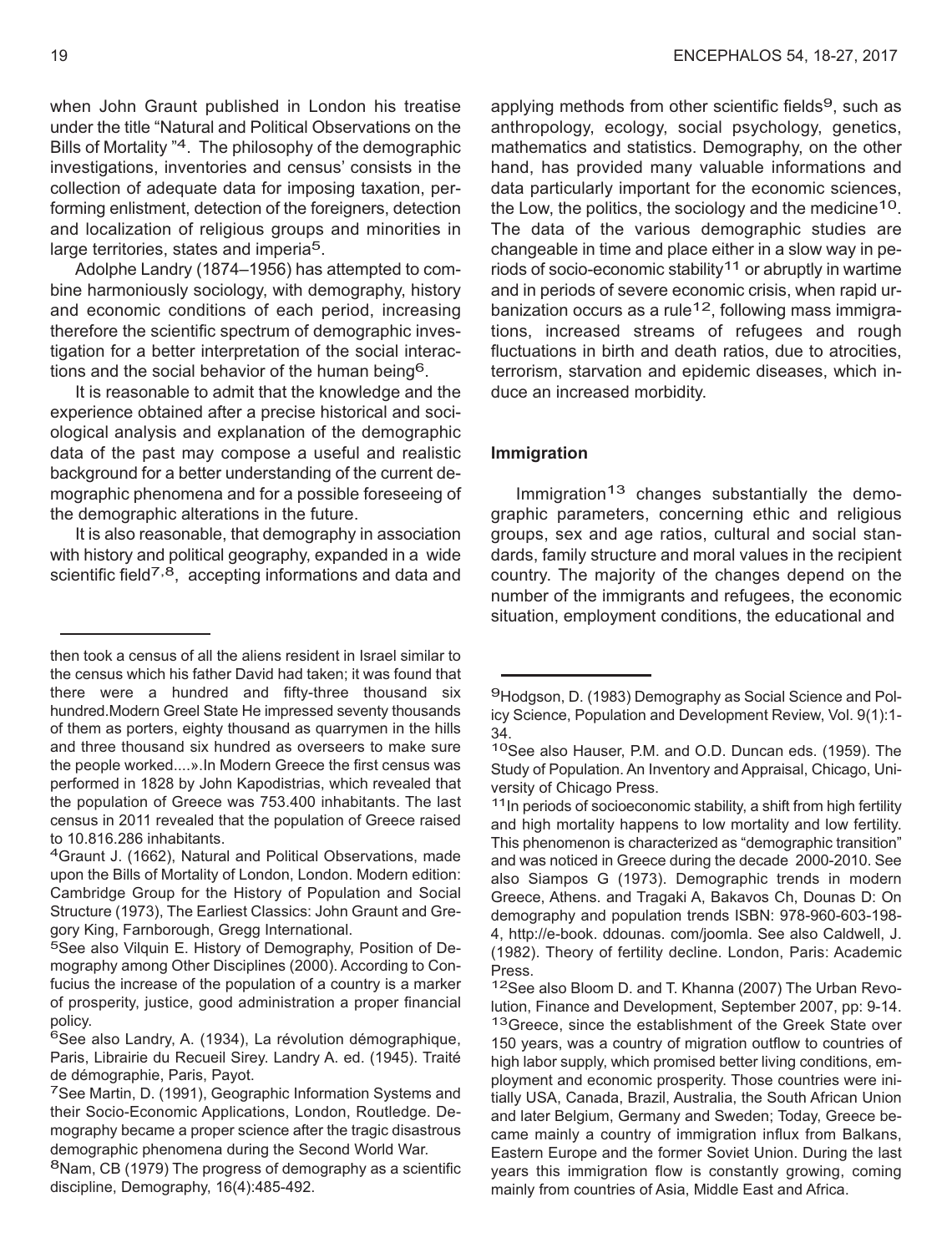when John Graunt published in London his treatise under the title "Natural and Political Observations on the Bills of Mortality "[4]. The philosophy of the demographic investigations, inventories and census' consists in the collection of adequate data for imposing taxation, performing enlistment, detection of the foreigners, detection and localization of religious groups and minorities in large territories, states and imperia[5].

Adolphe Landry (1874–1956) has attempted to combine harmoniously sociology, with demography, history and economic conditions of each period, increasing therefore the scientific spectrum of demographic investigation for a better interpretation of the social interactions and the social behavior of the human being[6].

It is reasonable to admit that the knowledge and the experience obtained after a precise historical and sociological analysis and explanation of the demographic data of the past may compose a useful and realistic background for a better understanding of the current demographic phenomena and for a possible foreseeing of the demographic alterations in the future.

It is also reasonable, that demography in association with history and political geography, expanded in a wide scientific field[7,8], accepting informations and data and applying methods from other scientific fields[9], such as anthropology, ecology, social psychology, genetics, mathematics and statistics. Demography, on the other hand, has provided many valuable informations and data particularly important for the economic sciences, the Low, the politics, the sociology and the medicine[10]. The data of the various demographic studies are changeable in time and place either in a slow way in periods of socio-economic stability[11] or abruptly in wartime and in periods of severe economic crisis, when rapid urbanization occurs as a rule[12], following mass immigrations, increased streams of refugees and rough fluctuations in birth and death ratios, due to atrocities, terrorism, starvation and epidemic diseases, which induce an increased morbidity.

## Immigration

Immigration[13] changes substantially the demographic parameters, concerning ethic and religious groups, sex and age ratios, cultural and social standards, family structure and moral values in the recipient country. The majority of the changes depend on the number of the immigrants and refugees, the economic situation, employment conditions, the educational and

---

then took a census of all the aliens resident in Israel similar to the census which his father David had taken; it was found that there were a hundred and fifty-three thousand six hundred.Modern Greel State He impressed seventy thousands of them as porters, eighty thousand as quarrymen in the hills and three thousand six hundred as overseers to make sure the people worked....».In Modern Greece the first census was performed in 1828 by John Kapodistrias, which revealed that the population of Greece was 753.400 inhabitants. The last census in 2011 revealed that the population of Greece raised to 10.816.286 inhabitants.

[4] Graunt J. (1662), Natural and Political Observations, made upon the Bills of Mortality of London, London. Modern edition: Cambridge Group for the History of Population and Social Structure (1973), The Earliest Classics: John Graunt and Gregory King, Farnborough, Gregg International.

[5] See also Vilquin E. History of Demography, Position of Demography among Other Disciplines (2000). According to Confucius the increase of the population of a country is a marker of prosperity, justice, good administration a proper financial policy.

[6] See also Landry, A. (1934), La révolution démographique, Paris, Librairie du Recueil Sirey. Landry A. ed. (1945). Traité de démographie, Paris, Payot.

[7] See Martin, D. (1991), Geographic Information Systems and their Socio-Economic Applications, London, Routledge. Demography became a proper science after the tragic disastrous demographic phenomena during the Second World War.

[8] Nam, CB (1979) The progress of demography as a scientific discipline, Demography, 16(4):485-492.

[9] Hodgson, D. (1983) Demography as Social Science and Policy Science, Population and Development Review, Vol. 9(1):1-34.

[10] See also Hauser, P.M. and O.D. Duncan eds. (1959). The Study of Population. An Inventory and Appraisal, Chicago, University of Chicago Press.

[11] In periods of socioeconomic stability, a shift from high fertility and high mortality happens to low mortality and low fertility. This phenomenon is characterized as "demographic transition" and was noticed in Greece during the decade 2000-2010. See also Siampos G (1973). Demographic trends in modern Greece, Athens. and Tragaki A, Bakavos Ch, Dounas D: On demography and population trends ISBN: 978-960-603-198-4, http://e-book. ddounas. com/joomla. See also Caldwell, J. (1982). Theory of fertility decline. London, Paris: Academic Press.

[12] See also Bloom D. and T. Khanna (2007) The Urban Revolution, Finance and Development, September 2007, pp: 9-14.

[13] Greece, since the establishment of the Greek State over 150 years, was a country of migration outflow to countries of high labor supply, which promised better living conditions, employment and economic prosperity. Those countries were initially USA, Canada, Brazil, Australia, the South African Union and later Belgium, Germany and Sweden; Today, Greece became mainly a country of immigration influx from Balkans, Eastern Europe and the former Soviet Union. During the last years this immigration flow is constantly growing, coming mainly from countries of Asia, Middle East and Africa.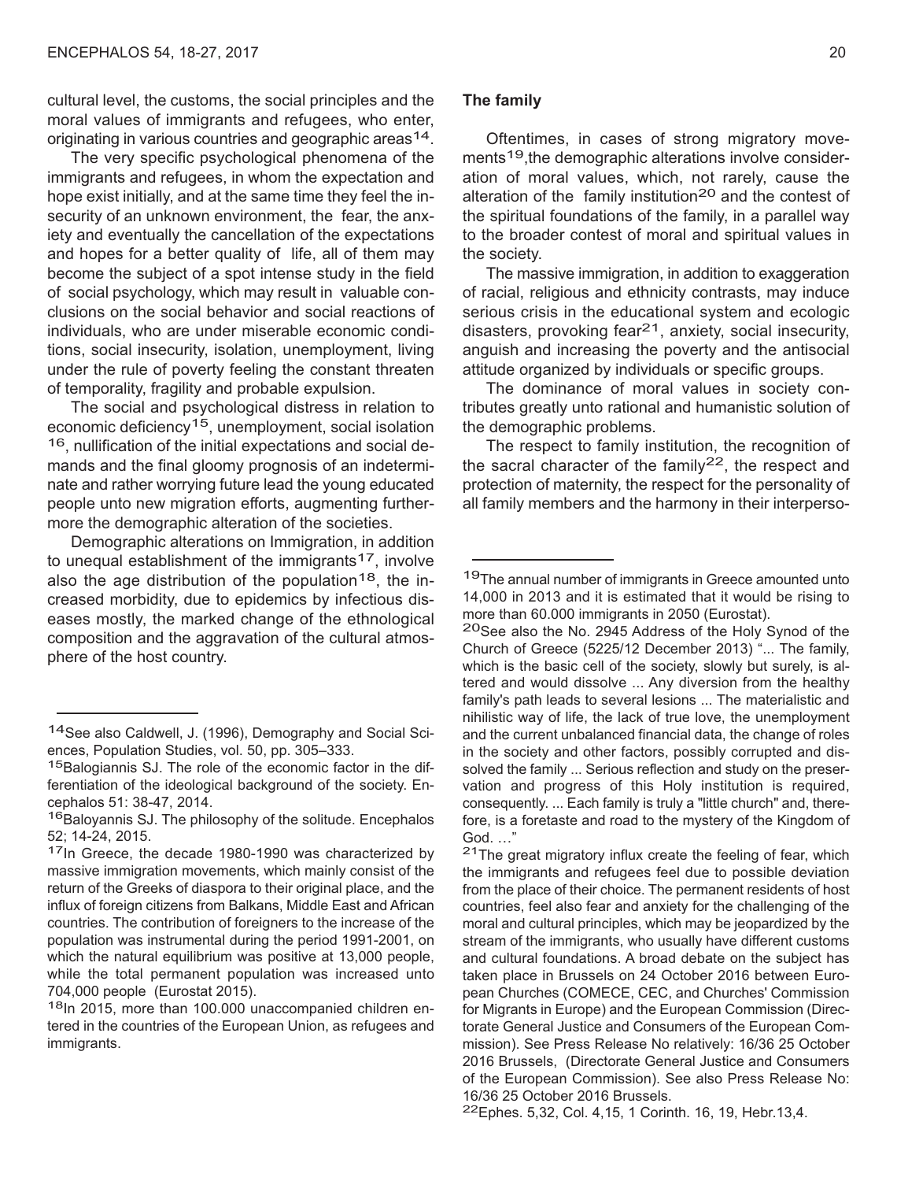cultural level, the customs, the social principles and the moral values of immigrants and refugees, who enter, originating in various countries and geographic areas[14].

The very specific psychological phenomena of the immigrants and refugees, in whom the expectation and hope exist initially, and at the same time they feel the insecurity of an unknown environment, the fear, the anxiety and eventually the cancellation of the expectations and hopes for a better quality of life, all of them may become the subject of a spot intense study in the field of social psychology, which may result in valuable conclusions on the social behavior and social reactions of individuals, who are under miserable economic conditions, social insecurity, isolation, unemployment, living under the rule of poverty feeling the constant threaten of temporality, fragility and probable expulsion.

The social and psychological distress in relation to economic deficiency[15], unemployment, social isolation [16], nullification of the initial expectations and social demands and the final gloomy prognosis of an indeterminate and rather worrying future lead the young educated people unto new migration efforts, augmenting furthermore the demographic alteration of the societies.

Demographic alterations on Immigration, in addition to unequal establishment of the immigrants[17], involve also the age distribution of the population[18], the increased morbidity, due to epidemics by infectious diseases mostly, the marked change of the ethnological composition and the aggravation of the cultural atmosphere of the host country.

**The family**

Oftentimes, in cases of strong migratory movements[19],the demographic alterations involve consideration of moral values, which, not rarely, cause the alteration of the family institution[20] and the contest of the spiritual foundations of the family, in a parallel way to the broader contest of moral and spiritual values in the society.

The massive immigration, in addition to exaggeration of racial, religious and ethnicity contrasts, may induce serious crisis in the educational system and ecologic disasters, provoking fear[21], anxiety, social insecurity, anguish and increasing the poverty and the antisocial attitude organized by individuals or specific groups.

The dominance of moral values in society contributes greatly unto rational and humanistic solution of the demographic problems.

The respect to family institution, the recognition of the sacral character of the family[22], the respect and protection of maternity, the respect for the personality of all family members and the harmony in their interperso-

---

[14]See also Caldwell, J. (1996), Demography and Social Sciences, Population Studies, vol. 50, pp. 305–333.

[15]Balogiannis SJ. The role of the economic factor in the differentiation of the ideological background of the society. Encephalos 51: 38-47, 2014.

[16]Baloyannis SJ. The philosophy of the solitude. Encephalos 52; 14-24, 2015.

[17]In Greece, the decade 1980-1990 was characterized by massive immigration movements, which mainly consist of the return of the Greeks of diaspora to their original place, and the influx of foreign citizens from Balkans, Middle East and African countries. The contribution of foreigners to the increase of the population was instrumental during the period 1991-2001, on which the natural equilibrium was positive at 13,000 people, while the total permanent population was increased unto 704,000 people (Eurostat 2015).

[18]In 2015, more than 100.000 unaccompanied children entered in the countries of the European Union, as refugees and immigrants.

[19]The annual number of immigrants in Greece amounted unto 14,000 in 2013 and it is estimated that it would be rising to more than 60.000 immigrants in 2050 (Eurostat).

[20]See also the No. 2945 Address of the Holy Synod of the Church of Greece (5225/12 December 2013) "... The family, which is the basic cell of the society, slowly but surely, is altered and would dissolve ... Any diversion from the healthy family's path leads to several lesions ... The materialistic and nihilistic way of life, the lack of true love, the unemployment and the current unbalanced financial data, the change of roles in the society and other factors, possibly corrupted and dissolved the family ... Serious reflection and study on the preservation and progress of this Holy institution is required, consequently. ... Each family is truly a "little church" and, therefore, is a foretaste and road to the mystery of the Kingdom of God. …"

[21]The great migratory influx create the feeling of fear, which the immigrants and refugees feel due to possible deviation from the place of their choice. The permanent residents of host countries, feel also fear and anxiety for the challenging of the moral and cultural principles, which may be jeopardized by the stream of the immigrants, who usually have different customs and cultural foundations. A broad debate on the subject has taken place in Brussels on 24 October 2016 between European Churches (COMECE, CEC, and Churches' Commission for Migrants in Europe) and the European Commission (Directorate General Justice and Consumers of the European Commission). See Press Release No relatively: 16/36 25 October 2016 Brussels, (Directorate General Justice and Consumers of the European Commission). See also Press Release No: 16/36 25 October 2016 Brussels.

[22]Ephes. 5,32, Col. 4,15, 1 Corinth. 16, 19, Hebr.13,4.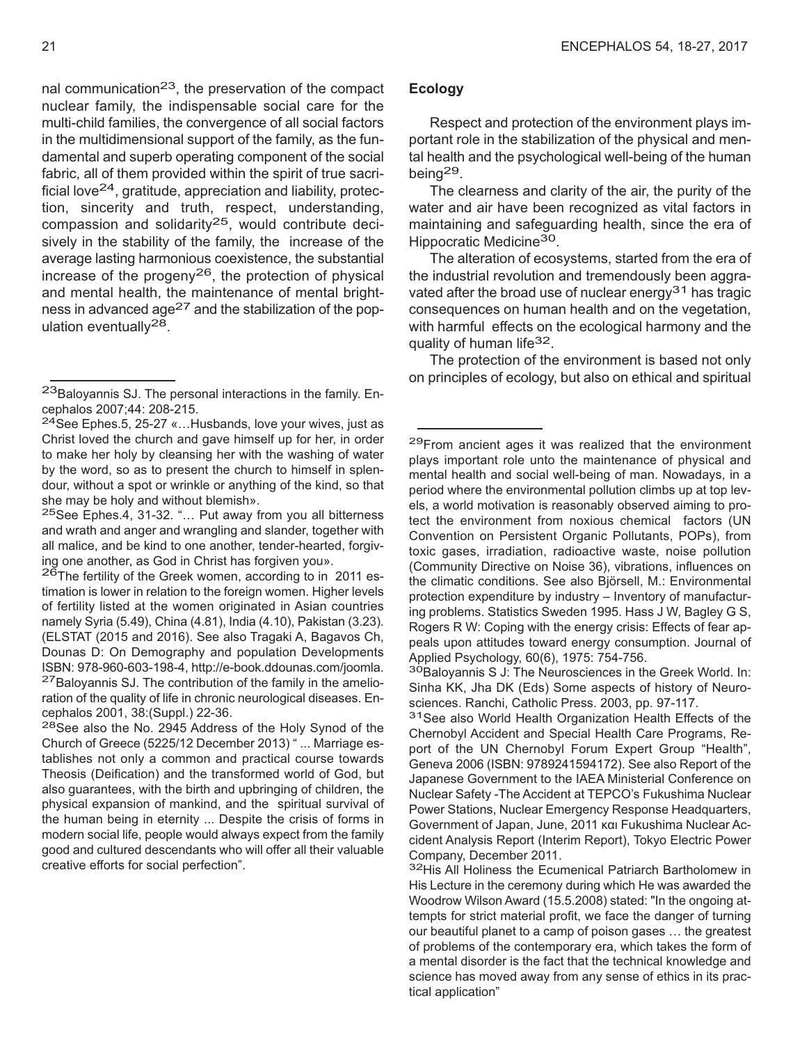nal communication[23], the preservation of the compact nuclear family, the indispensable social care for the multi-child families, the convergence of all social factors in the multidimensional support of the family, as the fundamental and superb operating component of the social fabric, all of them provided within the spirit of true sacrificial love[24], gratitude, appreciation and liability, protection, sincerity and truth, respect, understanding, compassion and solidarity[25], would contribute decisively in the stability of the family, the increase of the average lasting harmonious coexistence, the substantial increase of the progeny[26], the protection of physical and mental health, the maintenance of mental brightness in advanced age[27] and the stabilization of the population eventually[28].

---

[23]Baloyannis SJ. The personal interactions in the family. Encephalos 2007;44: 208-215.

[24]See Ephes.5, 25-27 «…Husbands, love your wives, just as Christ loved the church and gave himself up for her, in order to make her holy by cleansing her with the washing of water by the word, so as to present the church to himself in splendour, without a spot or wrinkle or anything of the kind, so that she may be holy and without blemish».

[25]See Ephes.4, 31-32. "… Put away from you all bitterness and wrath and anger and wrangling and slander, together with all malice, and be kind to one another, tender-hearted, forgiving one another, as God in Christ has forgiven you».

[26]The fertility of the Greek women, according to in 2011 estimation is lower in relation to the foreign women. Higher levels of fertility listed at the women originated in Asian countries namely Syria (5.49), China (4.81), India (4.10), Pakistan (3.23). (ELSTAT (2015 and 2016). See also Tragaki A, Bagavos Ch, Dounas D: On Demography and population Developments ISBN: 978-960-603-198-4, http://e-book.ddounas.com/joomla.

[27]Baloyannis SJ. The contribution of the family in the amelioration of the quality of life in chronic neurological diseases. Encephalos 2001, 38:(Suppl.) 22-36.

[28]See also the No. 2945 Address of the Holy Synod of the Church of Greece (5225/12 December 2013) " ... Marriage establishes not only a common and practical course towards Theosis (Deification) and the transformed world of God, but also guarantees, with the birth and upbringing of children, the physical expansion of mankind, and the spiritual survival of the human being in eternity ... Despite the crisis of forms in modern social life, people would always expect from the family good and cultured descendants who will offer all their valuable creative efforts for social perfection".

## Ecology

Respect and protection of the environment plays important role in the stabilization of the physical and mental health and the psychological well-being of the human being[29].

The clearness and clarity of the air, the purity of the water and air have been recognized as vital factors in maintaining and safeguarding health, since the era of Hippocratic Medicine[30].

The alteration of ecosystems, started from the era of the industrial revolution and tremendously been aggravated after the broad use of nuclear energy[31] has tragic consequences on human health and on the vegetation, with harmful effects on the ecological harmony and the quality of human life[32].

The protection of the environment is based not only on principles of ecology, but also on ethical and spiritual

---

[29]From ancient ages it was realized that the environment plays important role unto the maintenance of physical and mental health and social well-being of man. Nowadays, in a period where the environmental pollution climbs up at top levels, a world motivation is reasonably observed aiming to protect the environment from noxious chemical factors (UN Convention on Persistent Organic Pollutants, POPs), from toxic gases, irradiation, radioactive waste, noise pollution (Community Directive on Noise 36), vibrations, influences on the climatic conditions. See also Björsell, M.: Environmental protection expenditure by industry – Inventory of manufacturing problems. Statistics Sweden 1995. Hass J W, Bagley G S, Rogers R W: Coping with the energy crisis: Effects of fear appeals upon attitudes toward energy consumption. Journal of Applied Psychology, 60(6), 1975: 754-756.

[30]Baloyannis S J: The Neurosciences in the Greek World. In: Sinha KK, Jha DK (Eds) Some aspects of history of Neurosciences. Ranchi, Catholic Press. 2003, pp. 97-117.

[31]See also World Health Organization Health Effects of the Chernobyl Accident and Special Health Care Programs, Report of the UN Chernobyl Forum Expert Group "Health", Geneva 2006 (ISBN: 9789241594172). See also Report of the Japanese Government to the IAEA Ministerial Conference on Nuclear Safety -The Accident at TEPCO's Fukushima Nuclear Power Stations, Nuclear Emergency Response Headquarters, Government of Japan, June, 2011 και Fukushima Nuclear Accident Analysis Report (Interim Report), Tokyo Electric Power Company, December 2011.

[32]His All Holiness the Ecumenical Patriarch Bartholomew in His Lecture in the ceremony during which He was awarded the Woodrow Wilson Award (15.5.2008) stated: "In the ongoing attempts for strict material profit, we face the danger of turning our beautiful planet to a camp of poison gases … the greatest of problems of the contemporary era, which takes the form of a mental disorder is the fact that the technical knowledge and science has moved away from any sense of ethics in its practical application"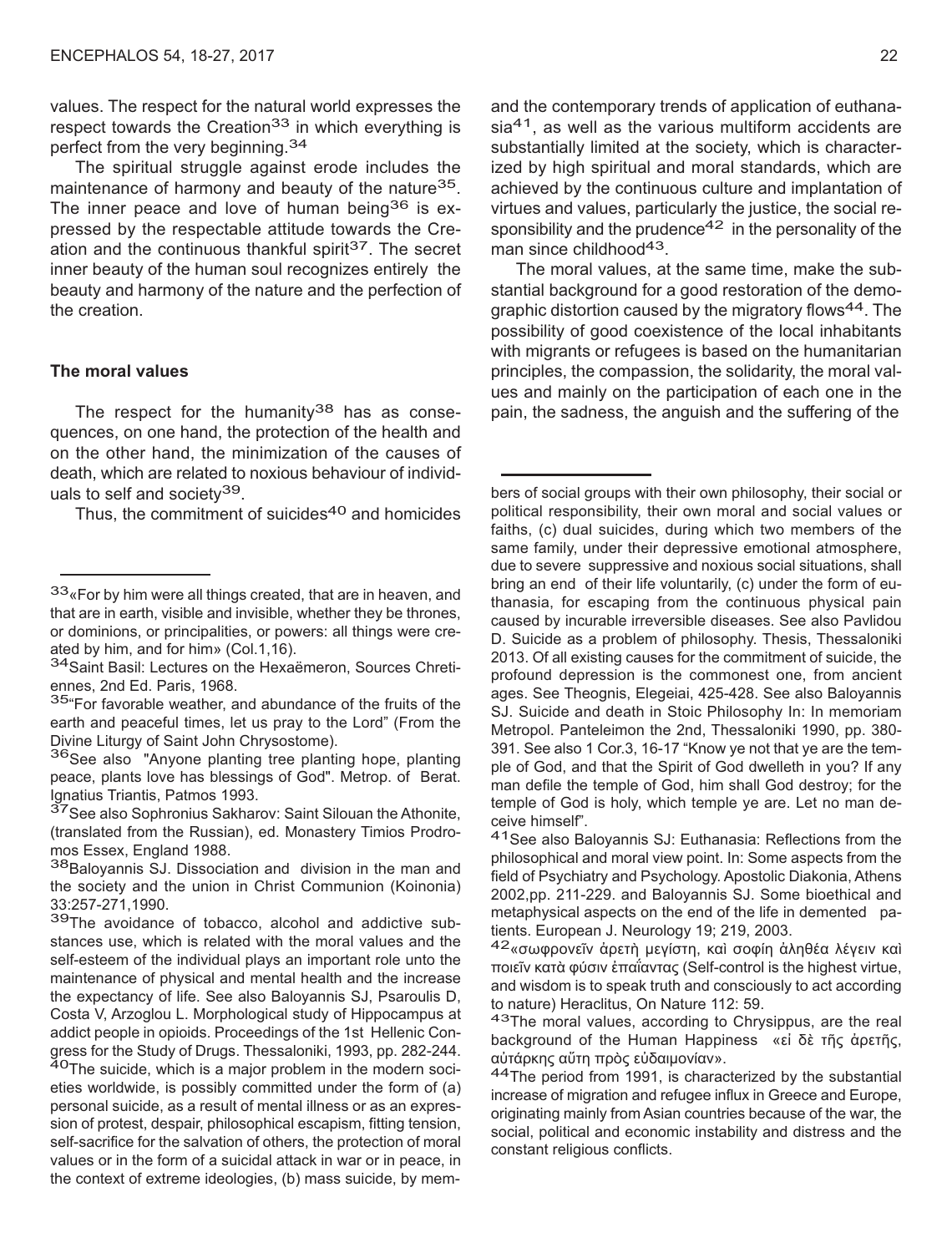values. The respect for the natural world expresses the respect towards the Creation[33] in which everything is perfect from the very beginning.[34]

The spiritual struggle against erode includes the maintenance of harmony and beauty of the nature[35]. The inner peace and love of human being[36] is expressed by the respectable attitude towards the Creation and the continuous thankful spirit[37]. The secret inner beauty of the human soul recognizes entirely the beauty and harmony of the nature and the perfection of the creation.

### The moral values

The respect for the humanity[38] has as consequences, on one hand, the protection of the health and on the other hand, the minimization of the causes of death, which are related to noxious behaviour of individuals to self and society[39].

Thus, the commitment of suicides[40] and homicides and the contemporary trends of application of euthanasia[41], as well as the various multiform accidents are substantially limited at the society, which is characterized by high spiritual and moral standards, which are achieved by the continuous culture and implantation of virtues and values, particularly the justice, the social responsibility and the prudence[42] in the personality of the man since childhood[43].

The moral values, at the same time, make the substantial background for a good restoration of the demographic distortion caused by the migratory flows[44]. The possibility of good coexistence of the local inhabitants with migrants or refugees is based on the humanitarian principles, the compassion, the solidarity, the moral values and mainly on the participation of each one in the pain, the sadness, the anguish and the suffering of the

---

[33]«For by him were all things created, that are in heaven, and that are in earth, visible and invisible, whether they be thrones, or dominions, or principalities, or powers: all things were created by him, and for him» (Col.1,16).

[34]Saint Basil: Lectures on the Hexaëmeron, Sources Chretiennes, 2nd Ed. Paris, 1968.

[35]"For favorable weather, and abundance of the fruits of the earth and peaceful times, let us pray to the Lord" (From the Divine Liturgy of Saint John Chrysostome).

[36]See also "Anyone planting tree planting hope, planting peace, plants love has blessings of God". Metrop. of Berat. Ignatius Triantis, Patmos 1993.

[37]See also Sophronius Sakharov: Saint Silouan the Athonite, (translated from the Russian), ed. Monastery Timios Prodromos Essex, England 1988.

[38]Baloyannis SJ. Dissociation and division in the man and the society and the union in Christ Communion (Koinonia) 33:257-271,1990.

[39]The avoidance of tobacco, alcohol and addictive substances use, which is related with the moral values and the self-esteem of the individual plays an important role unto the maintenance of physical and mental health and the increase the expectancy of life. See also Baloyannis SJ, Psaroulis D, Costa V, Arzoglou L. Morphological study of Hippocampus at addict people in opioids. Proceedings of the 1st Hellenic Congress for the Study of Drugs. Thessaloniki, 1993, pp. 282-244.

[40]The suicide, which is a major problem in the modern societies worldwide, is possibly committed under the form of (a) personal suicide, as a result of mental illness or as an expression of protest, despair, philosophical escapism, fitting tension, self-sacrifice for the salvation of others, the protection of moral values or in the form of a suicidal attack in war or in peace, in the context of extreme ideologies, (b) mass suicide, by members of social groups with their own philosophy, their social or political responsibility, their own moral and social values or faiths, (c) dual suicides, during which two members of the same family, under their depressive emotional atmosphere, due to severe suppressive and noxious social situations, shall bring an end of their life voluntarily, (c) under the form of euthanasia, for escaping from the continuous physical pain caused by incurable irreversible diseases. See also Pavlidou D. Suicide as a problem of philosophy. Thesis, Thessaloniki 2013. Of all existing causes for the commitment of suicide, the profound depression is the commonest one, from ancient ages. See Theognis, Elegeiai, 425-428. See also Baloyannis SJ. Suicide and death in Stoic Philosophy In: In memoriam Metropol. Panteleimon the 2nd, Thessaloniki 1990, pp. 380-391. See also 1 Cor.3, 16-17 "Know ye not that ye are the temple of God, and that the Spirit of God dwelleth in you? If any man defile the temple of God, him shall God destroy; for the temple of God is holy, which temple ye are. Let no man deceive himself".

[41]See also Baloyannis SJ: Euthanasia: Reflections from the philosophical and moral view point. In: Some aspects from the field of Psychiatry and Psychology. Apostolic Diakonia, Athens 2002,pp. 211-229. and Baloyannis SJ. Some bioethical and metaphysical aspects on the end of the life in demented patients. European J. Neurology 19; 219, 2003.

[42]«σωφρονεῖν ἀρετὴ μεγίστη, καὶ σοφίη ἀληθέα λέγειν καὶ ποιεῖν κατὰ φύσιν ἐπαΐαντας (Self-control is the highest virtue, and wisdom is to speak truth and consciously to act according to nature) Heraclitus, On Nature 112: 59.

[43]The moral values, according to Chrysippus, are the real background of the Human Happiness «εἰ δὲ τῆς ἀρετῆς, αὐτάρκης αὕτη πρὸς εὐδαιμονίαν».

[44]The period from 1991, is characterized by the substantial increase of migration and refugee influx in Greece and Europe, originating mainly from Asian countries because of the war, the social, political and economic instability and distress and the constant religious conflicts.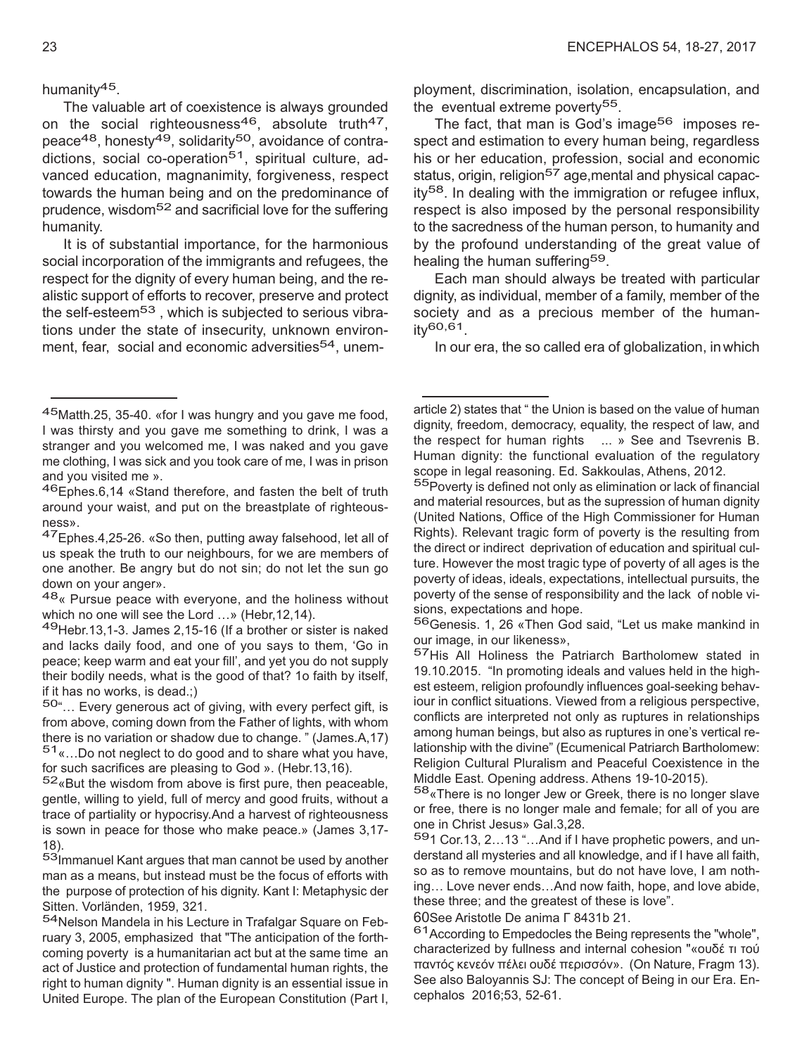humanity[45].

The valuable art of coexistence is always grounded on the social righteousness[46], absolute truth[47], peace[48], honesty[49], solidarity[50], avoidance of contradictions, social co-operation[51], spiritual culture, advanced education, magnanimity, forgiveness, respect towards the human being and on the predominance of prudence, wisdom[52] and sacrificial love for the suffering humanity.

It is of substantial importance, for the harmonious social incorporation of the immigrants and refugees, the respect for the dignity of every human being, and the realistic support of efforts to recover, preserve and protect the self-esteem[53] , which is subjected to serious vibrations under the state of insecurity, unknown environment, fear, social and economic adversities[54], unemployment, discrimination, isolation, encapsulation, and the eventual extreme poverty[55].

The fact, that man is God's image[56] imposes respect and estimation to every human being, regardless his or her education, profession, social and economic status, origin, religion[57] age,mental and physical capacity[58]. In dealing with the immigration or refugee influx, respect is also imposed by the personal responsibility to the sacredness of the human person, to humanity and by the profound understanding of the great value of healing the human suffering[59].

Each man should always be treated with particular dignity, as individual, member of a family, member of the society and as a precious member of the humanity[60,61].

In our era, the so called era of globalization, in which

---

[45]Matth.25, 35-40. «for I was hungry and you gave me food, I was thirsty and you gave me something to drink, I was a stranger and you welcomed me, I was naked and you gave me clothing, I was sick and you took care of me, I was in prison and you visited me ».

[46]Ephes.6,14 «Stand therefore, and fasten the belt of truth around your waist, and put on the breastplate of righteousness».

[47]Ephes.4,25-26. «So then, putting away falsehood, let all of us speak the truth to our neighbours, for we are members of one another. Be angry but do not sin; do not let the sun go down on your anger».

[48]« Pursue peace with everyone, and the holiness without which no one will see the Lord ...» (Hebr,12,14).

[49]Hebr.13,1-3. James 2,15-16 (If a brother or sister is naked and lacks daily food, and one of you says to them, 'Go in peace; keep warm and eat your fill', and yet you do not supply their bodily needs, what is the good of that? 1o faith by itself, if it has no works, is dead.;)

[50]"... Every generous act of giving, with every perfect gift, is from above, coming down from the Father of lights, with whom there is no variation or shadow due to change. " (James.A,17)

[51]«...Do not neglect to do good and to share what you have, for such sacrifices are pleasing to God ». (Hebr.13,16).

[52]«But the wisdom from above is first pure, then peaceable, gentle, willing to yield, full of mercy and good fruits, without a trace of partiality or hypocrisy.And a harvest of righteousness is sown in peace for those who make peace.» (James 3,17-18).

[53]Immanuel Kant argues that man cannot be used by another man as a means, but instead must be the focus of efforts with the purpose of protection of his dignity. Kant I: Metaphysic der Sitten. Vorländen, 1959, 321.

[54]Nelson Mandela in his Lecture in Trafalgar Square on February 3, 2005, emphasized that "The anticipation of the forthcoming poverty is a humanitarian act but at the same time an act of Justice and protection of fundamental human rights, the right to human dignity ". Human dignity is an essential issue in United Europe. The plan of the European Constitution (Part I, article 2) states that " the Union is based on the value of human dignity, freedom, democracy, equality, the respect of law, and the respect for human rights ... » See and Tsevrenis B. Human dignity: the functional evaluation of the regulatory scope in legal reasoning. Ed. Sakkoulas, Athens, 2012.

[55]Poverty is defined not only as elimination or lack of financial and material resources, but as the supression of human dignity (United Nations, Office of the High Commissioner for Human Rights). Relevant tragic form of poverty is the resulting from the direct or indirect deprivation of education and spiritual culture. However the most tragic type of poverty of all ages is the poverty of ideas, ideals, expectations, intellectual pursuits, the poverty of the sense of responsibility and the lack of noble visions, expectations and hope.

[56]Genesis. 1, 26 «Then God said, "Let us make mankind in our image, in our likeness»,

[57]His All Holiness the Patriarch Bartholomew stated in 19.10.2015. "In promoting ideals and values held in the highest esteem, religion profoundly influences goal-seeking behaviour in conflict situations. Viewed from a religious perspective, conflicts are interpreted not only as ruptures in relationships among human beings, but also as ruptures in one's vertical relationship with the divine" (Ecumenical Patriarch Bartholomew: Religion Cultural Pluralism and Peaceful Coexistence in the Middle East. Opening address. Athens 19-10-2015).

[58]«There is no longer Jew or Greek, there is no longer slave or free, there is no longer male and female; for all of you are one in Christ Jesus» Gal.3,28.

[59]1 Cor.13, 2...13 "...And if I have prophetic powers, and understand all mysteries and all knowledge, and if I have all faith, so as to remove mountains, but do not have love, I am nothing... Love never ends...And now faith, hope, and love abide, these three; and the greatest of these is love".

[60]See Aristotle De anima Γ 8431b 21.

[61]According to Empedocles the Being represents the "whole", characterized by fullness and internal cohesion "«ουδέ τι τού παντός κενεόν πέλει ουδέ περισσόν». (On Nature, Fragm 13). See also Baloyannis SJ: The concept of Being in our Era. Encephalos 2016;53, 52-61.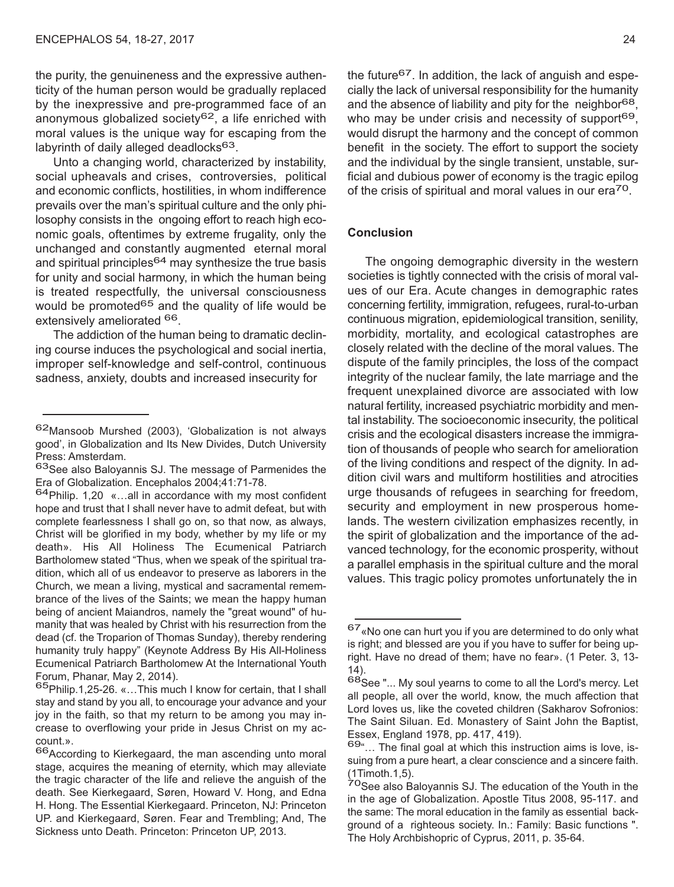the purity, the genuineness and the expressive authenticity of the human person would be gradually replaced by the inexpressive and pre-programmed face of an anonymous globalized society[62], a life enriched with moral values is the unique way for escaping from the labyrinth of daily alleged deadlocks[63].

Unto a changing world, characterized by instability, social upheavals and crises, controversies, political and economic conflicts, hostilities, in whom indifference prevails over the man's spiritual culture and the only philosophy consists in the ongoing effort to reach high economic goals, oftentimes by extreme frugality, only the unchanged and constantly augmented eternal moral and spiritual principles[64] may synthesize the true basis for unity and social harmony, in which the human being is treated respectfully, the universal consciousness would be promoted[65] and the quality of life would be extensively ameliorated [66].

The addiction of the human being to dramatic declining course induces the psychological and social inertia, improper self-knowledge and self-control, continuous sadness, anxiety, doubts and increased insecurity for the future[67]. In addition, the lack of anguish and especially the lack of universal responsibility for the humanity and the absence of liability and pity for the neighbor[68], who may be under crisis and necessity of support[69], would disrupt the harmony and the concept of common benefit in the society. The effort to support the society and the individual by the single transient, unstable, surficial and dubious power of economy is the tragic epilog of the crisis of spiritual and moral values in our era[70].

## Conclusion

The ongoing demographic diversity in the western societies is tightly connected with the crisis of moral values of our Era. Acute changes in demographic rates concerning fertility, immigration, refugees, rural-to-urban continuous migration, epidemiological transition, senility, morbidity, mortality, and ecological catastrophes are closely related with the decline of the moral values. The dispute of the family principles, the loss of the compact integrity of the nuclear family, the late marriage and the frequent unexplained divorce are associated with low natural fertility, increased psychiatric morbidity and mental instability. The socioeconomic insecurity, the political crisis and the ecological disasters increase the immigration of thousands of people who search for amelioration of the living conditions and respect of the dignity. In addition civil wars and multiform hostilities and atrocities urge thousands of refugees in searching for freedom, security and employment in new prosperous homelands. The western civilization emphasizes recently, in the spirit of globalization and the importance of the advanced technology, for the economic prosperity, without a parallel emphasis in the spiritual culture and the moral values. This tragic policy promotes unfortunately the in

---

[62] Mansoob Murshed (2003), 'Globalization is not always good', in Globalization and Its New Divides, Dutch University Press: Amsterdam.

[63] See also Baloyannis SJ. The message of Parmenides the Era of Globalization. Encephalos 2004;41:71-78.

[64] Philip. 1,20 «…all in accordance with my most confident hope and trust that I shall never have to admit defeat, but with complete fearlessness I shall go on, so that now, as always, Christ will be glorified in my body, whether by my life or my death». His All Holiness The Ecumenical Patriarch Bartholomew stated "Thus, when we speak of the spiritual tradition, which all of us endeavor to preserve as laborers in the Church, we mean a living, mystical and sacramental remembrance of the lives of the Saints; we mean the happy human being of ancient Maiandros, namely the "great wound" of humanity that was healed by Christ with his resurrection from the dead (cf. the Troparion of Thomas Sunday), thereby rendering humanity truly happy" (Keynote Address By His All-Holiness Ecumenical Patriarch Bartholomew At the International Youth Forum, Phanar, May 2, 2014).

[65] Philip.1,25-26. «…This much I know for certain, that I shall stay and stand by you all, to encourage your advance and your joy in the faith, so that my return to be among you may increase to overflowing your pride in Jesus Christ on my account.».

[66] According to Kierkegaard, the man ascending unto moral stage, acquires the meaning of eternity, which may alleviate the tragic character of the life and relieve the anguish of the death. See Kierkegaard, Søren, Howard V. Hong, and Edna H. Hong. The Essential Kierkegaard. Princeton, NJ: Princeton UP. and Kierkegaard, Søren. Fear and Trembling; And, The Sickness unto Death. Princeton: Princeton UP, 2013.

[67] «No one can hurt you if you are determined to do only what is right; and blessed are you if you have to suffer for being upright. Have no dread of them; have no fear». (1 Peter. 3, 13-14).

[68] See "... My soul yearns to come to all the Lord's mercy. Let all people, all over the world, know, the much affection that Lord loves us, like the coveted children (Sakharov Sofronios: The Saint Siluan. Ed. Monastery of Saint John the Baptist, Essex, England 1978, pp. 417, 419).

[69] "… The final goal at which this instruction aims is love, issuing from a pure heart, a clear conscience and a sincere faith. (1Timoth.1,5).

[70] See also Baloyannis SJ. The education of the Youth in the in the age of Globalization. Apostle Titus 2008, 95-117. and the same: The moral education in the family as essential background of a righteous society. In.: Family: Basic functions ". The Holy Archbishopric of Cyprus, 2011, p. 35-64.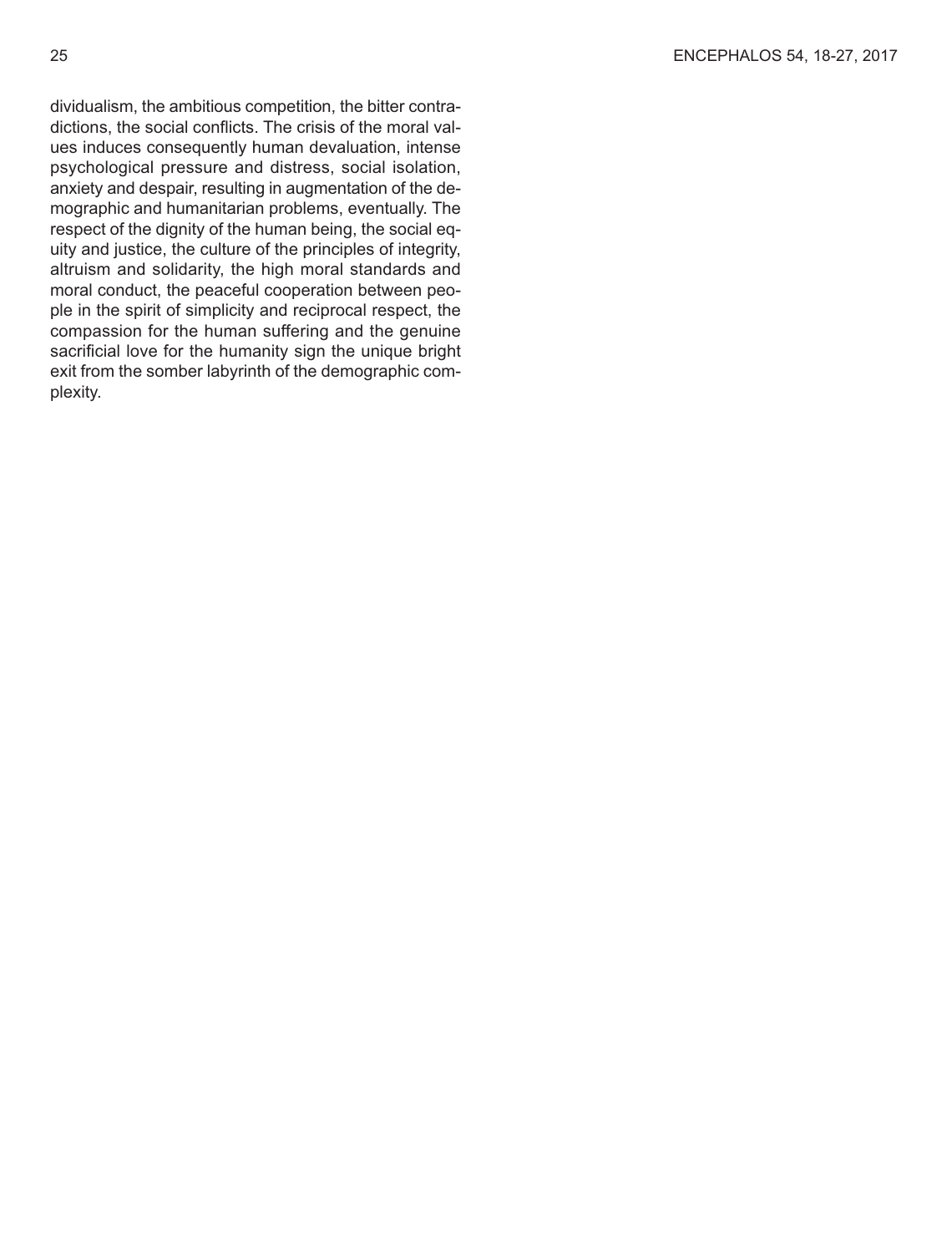dividualism, the ambitious competition, the bitter contradictions, the social conflicts. The crisis of the moral values induces consequently human devaluation, intense psychological pressure and distress, social isolation, anxiety and despair, resulting in augmentation of the demographic and humanitarian problems, eventually. The respect of the dignity of the human being, the social equity and justice, the culture of the principles of integrity, altruism and solidarity, the high moral standards and moral conduct, the peaceful cooperation between people in the spirit of simplicity and reciprocal respect, the compassion for the human suffering and the genuine sacrificial love for the humanity sign the unique bright exit from the somber labyrinth of the demographic complexity.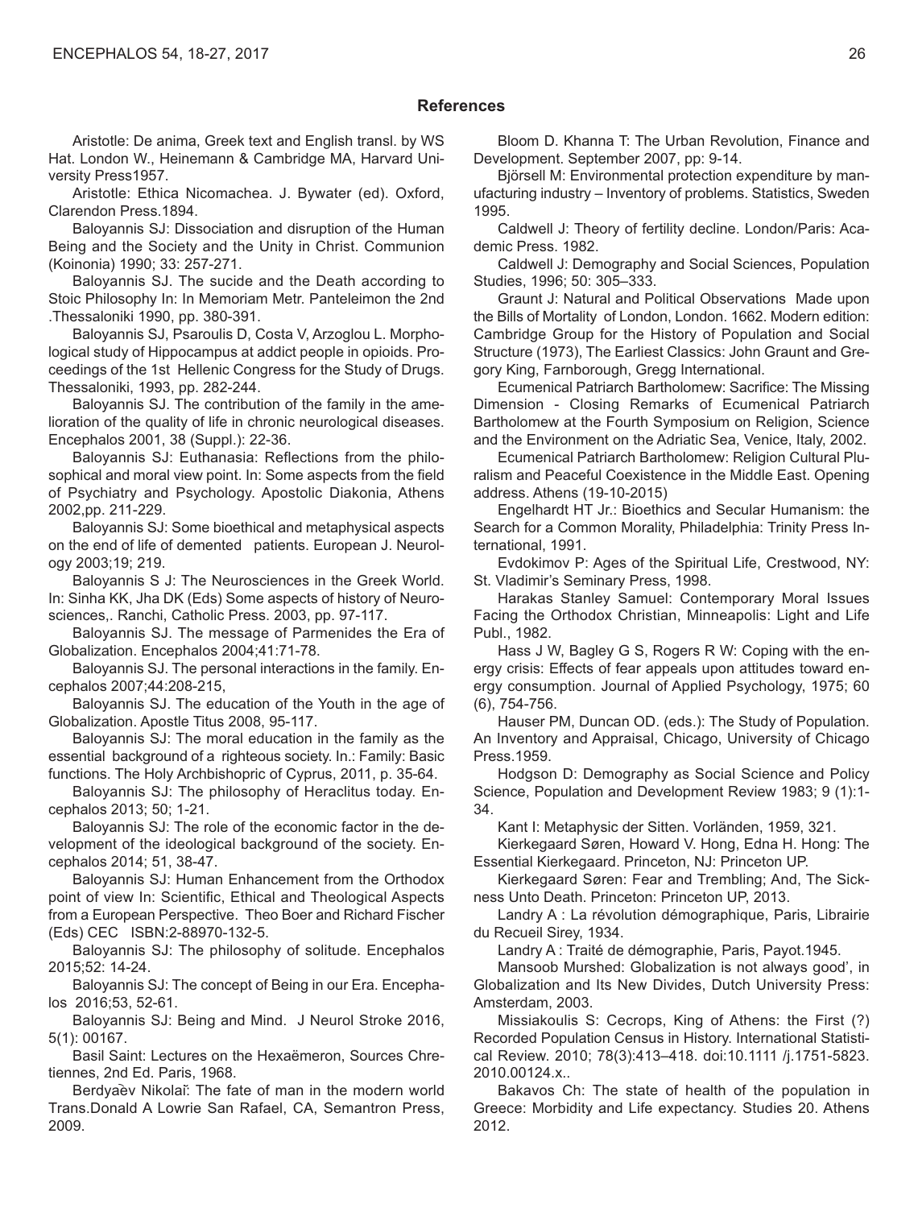## References

Aristotle: De anima, Greek text and English transl. by WS Hat. London W., Heinemann & Cambridge MA, Harvard University Press1957.

Aristotle: Ethica Nicomachea. J. Bywater (ed). Oxford, Clarendon Press.1894.

Baloyannis SJ: Dissociation and disruption of the Human Being and the Society and the Unity in Christ. Communion (Koinonia) 1990; 33: 257-271.

Baloyannis SJ. The sucide and the Death according to Stoic Philosophy In: In Memoriam Metr. Panteleimon the 2nd .Thessaloniki 1990, pp. 380-391.

Baloyannis SJ, Psaroulis D, Costa V, Arzoglou L. Morphological study of Hippocampus at addict people in opioids. Proceedings of the 1st Hellenic Congress for the Study of Drugs. Thessaloniki, 1993, pp. 282-244.

Baloyannis SJ. The contribution of the family in the amelioration of the quality of life in chronic neurological diseases. Encephalos 2001, 38 (Suppl.): 22-36.

Baloyannis SJ: Euthanasia: Reflections from the philosophical and moral view point. In: Some aspects from the field of Psychiatry and Psychology. Apostolic Diakonia, Athens 2002,pp. 211-229.

Baloyannis SJ: Some bioethical and metaphysical aspects on the end of life of demented patients. European J. Neurology 2003;19; 219.

Baloyannis S J: The Neurosciences in the Greek World. In: Sinha KK, Jha DK (Eds) Some aspects of history of Neurosciences,. Ranchi, Catholic Press. 2003, pp. 97-117.

Baloyannis SJ. The message of Parmenides the Era of Globalization. Encephalos 2004;41:71-78.

Baloyannis SJ. The personal interactions in the family. Encephalos 2007;44:208-215,

Baloyannis SJ. The education of the Youth in the age of Globalization. Apostle Titus 2008, 95-117.

Baloyannis SJ: The moral education in the family as the essential background of a righteous society. In.: Family: Basic functions. The Holy Archbishopric of Cyprus, 2011, p. 35-64.

Baloyannis SJ: The philosophy of Heraclitus today. Encephalos 2013; 50; 1-21.

Baloyannis SJ: The role of the economic factor in the development of the ideological background of the society. Encephalos 2014; 51, 38-47.

Baloyannis SJ: Human Enhancement from the Orthodox point of view In: Scientific, Ethical and Theological Aspects from a European Perspective. Theo Boer and Richard Fischer (Eds) CEC ISBN:2-88970-132-5.

Baloyannis SJ: The philosophy of solitude. Encephalos 2015;52: 14-24.

Baloyannis SJ: The concept of Being in our Era. Encephalos 2016;53, 52-61.

Baloyannis SJ: Being and Mind. J Neurol Stroke 2016, 5(1): 00167.

Basil Saint: Lectures on the Hexaëmeron, Sources Chretiennes, 2nd Ed. Paris, 1968.

Berdyaẽv Nikolaĭ: The fate of man in the modern world Trans.Donald A Lowrie San Rafael, CA, Semantron Press, 2009.

Bloom D. Khanna T: The Urban Revolution, Finance and Development. September 2007, pp: 9-14.

Björsell M: Environmental protection expenditure by manufacturing industry – Inventory of problems. Statistics, Sweden 1995.

Caldwell J: Theory of fertility decline. London/Paris: Academic Press. 1982.

Caldwell J: Demography and Social Sciences, Population Studies, 1996; 50: 305–333.

Graunt J: Natural and Political Observations Made upon the Bills of Mortality of London, London. 1662. Modern edition: Cambridge Group for the History of Population and Social Structure (1973), The Earliest Classics: John Graunt and Gregory King, Farnborough, Gregg International.

Ecumenical Patriarch Bartholomew: Sacrifice: The Missing Dimension - Closing Remarks of Ecumenical Patriarch Bartholomew at the Fourth Symposium on Religion, Science and the Environment on the Adriatic Sea, Venice, Italy, 2002.

Ecumenical Patriarch Bartholomew: Religion Cultural Pluralism and Peaceful Coexistence in the Middle East. Opening address. Athens (19-10-2015)

Engelhardt HT Jr.: Bioethics and Secular Humanism: the Search for a Common Morality, Philadelphia: Trinity Press International, 1991.

Evdokimov P: Ages of the Spiritual Life, Crestwood, NY: St. Vladimir's Seminary Press, 1998.

Harakas Stanley Samuel: Contemporary Moral Issues Facing the Orthodox Christian, Minneapolis: Light and Life Publ., 1982.

Hass J W, Bagley G S, Rogers R W: Coping with the energy crisis: Effects of fear appeals upon attitudes toward energy consumption. Journal of Applied Psychology, 1975; 60 (6), 754-756.

Hauser PM, Duncan OD. (eds.): The Study of Population. An Inventory and Appraisal, Chicago, University of Chicago Press.1959.

Hodgson D: Demography as Social Science and Policy Science, Population and Development Review 1983; 9 (1):1-34.

Kant I: Metaphysic der Sitten. Vorländen, 1959, 321.

Kierkegaard Søren, Howard V. Hong, Edna H. Hong: The Essential Kierkegaard. Princeton, NJ: Princeton UP.

Kierkegaard Søren: Fear and Trembling; And, The Sickness Unto Death. Princeton: Princeton UP, 2013.

Landry A : La révolution démographique, Paris, Librairie du Recueil Sirey, 1934.

Landry A : Traité de démographie, Paris, Payot.1945.

Mansoob Murshed: Globalization is not always good', in Globalization and Its New Divides, Dutch University Press: Amsterdam, 2003.

Missiakoulis S: Cecrops, King of Athens: the First (?) Recorded Population Census in History. International Statistical Review. 2010; 78(3):413–418. doi:10.1111 /j.1751-5823. 2010.00124.x..

Bakavos Ch: The state of health of the population in Greece: Morbidity and Life expectancy. Studies 20. Athens 2012.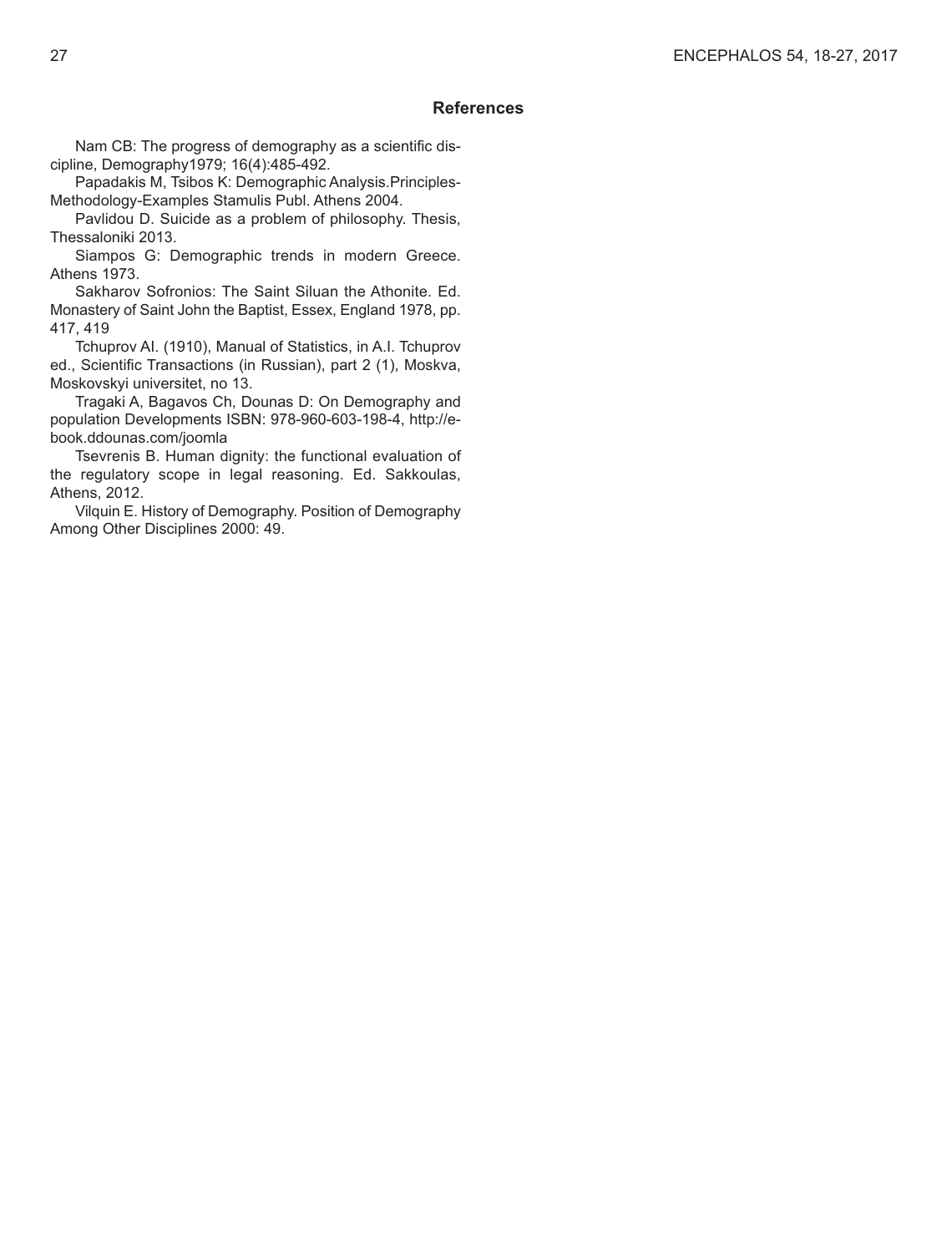## References

Nam CB: The progress of demography as a scientific discipline, Demography1979; 16(4):485-492.

Papadakis M, Tsibos K: Demographic Analysis.Principles-Methodology-Examples Stamulis Publ. Athens 2004.

Pavlidou D. Suicide as a problem of philosophy. Thesis, Thessaloniki 2013.

Siampos G: Demographic trends in modern Greece. Athens 1973.

Sakharov Sofronios: The Saint Siluan the Athonite. Ed. Monastery of Saint John the Baptist, Essex, England 1978, pp. 417, 419

Tchuprov AI. (1910), Manual of Statistics, in A.I. Tchuprov ed., Scientific Transactions (in Russian), part 2 (1), Moskva, Moskovskyi universitet, no 13.

Tragaki A, Bagavos Ch, Dounas D: On Demography and population Developments ISBN: 978-960-603-198-4, http://e-book.ddounas.com/joomla

Tsevrenis B. Human dignity: the functional evaluation of the regulatory scope in legal reasoning. Ed. Sakkoulas, Athens, 2012.

Vilquin E. History of Demography. Position of Demography Among Other Disciplines 2000: 49.